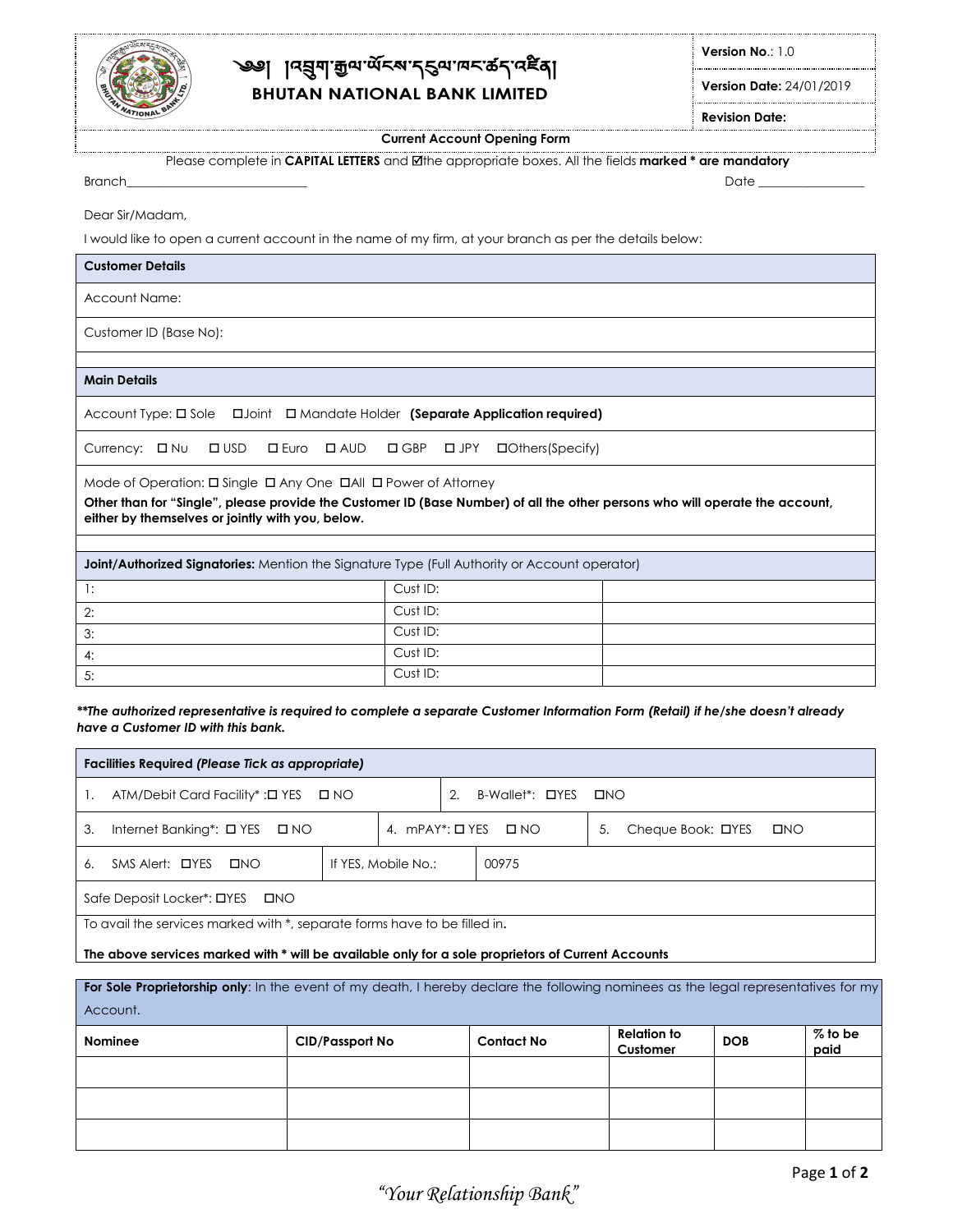༄༅། །འབྲུག་རྒྱལ་ཡོངས་དངུལ་ཁང་ཚད་འཛིན།

# BHUTAN NATIONAL BANK LIMITED

| **Version No**.: 1.0 |
|---|
| **Version Date:** 24/01/2019 |
| **Revision Date:** |

**Current Account Opening Form**

Please complete in **CAPITAL LETTERS** and ☑the appropriate boxes. All the fields **marked * are mandatory**

Branch____________________________ Date ________________

Dear Sir/Madam,

I would like to open a current account in the name of my firm, at your branch as per the details below:

| **Customer Details** |
|---|
| Account Name: |
| Customer ID (Base No): |
| |

| **Main Details** |
|---|
| Account Type: ☐ Sole ☐Joint ☐ Mandate Holder **(Separate Application required)** |
| Currency: ☐ Nu ☐ USD ☐ Euro ☐ AUD ☐ GBP ☐ JPY ☐Others(Specify) |
| Mode of Operation: ☐ Single ☐ Any One ☐All ☐ Power of Attorney<br>**Other than for "Single", please provide the Customer ID (Base Number) of all the other persons who will operate the account, either by themselves or jointly with you, below.** |
| |

| **Joint/Authorized Signatories:** Mention the Signature Type (Full Authority or Account operator) | | |
|---|---|---|
| 1: | Cust ID: | |
| 2: | Cust ID: | |
| 3: | Cust ID: | |
| 4: | Cust ID: | |
| 5: | Cust ID: | |

***\*\*The authorized representative is required to complete a separate Customer Information Form (Retail) if he/she doesn't already have a Customer ID with this bank.***

| **Facilities Required** ***(Please Tick as appropriate)*** | | |
|---|---|---|
| 1. ATM/Debit Card Facility* :☐ YES ☐ NO | 2. B-Wallet*: ☐YES ☐NO | |
| 3. Internet Banking*: ☐ YES ☐ NO | 4. mPAY*: ☐ YES ☐ NO | 5. Cheque Book: ☐YES ☐NO |
| 6. SMS Alert: ☐YES ☐NO | If YES, Mobile No.: | 00975 |
| Safe Deposit Locker*: ☐YES ☐NO | | |
| To avail the services marked with *, separate forms have to be filled in.<br>**The above services marked with * will be available only for a sole proprietors of Current Accounts** | | |

**For Sole Proprietorship only**: In the event of my death, I hereby declare the following nominees as the legal representatives for my Account.

| **Nominee** | **CID/Passport No** | **Contact No** | **Relation to Customer** | **DOB** | **% to be paid** |
|---|---|---|---|---|---|
| | | | | | |
| | | | | | |
| | | | | | |

*"Your Relationship Bank"*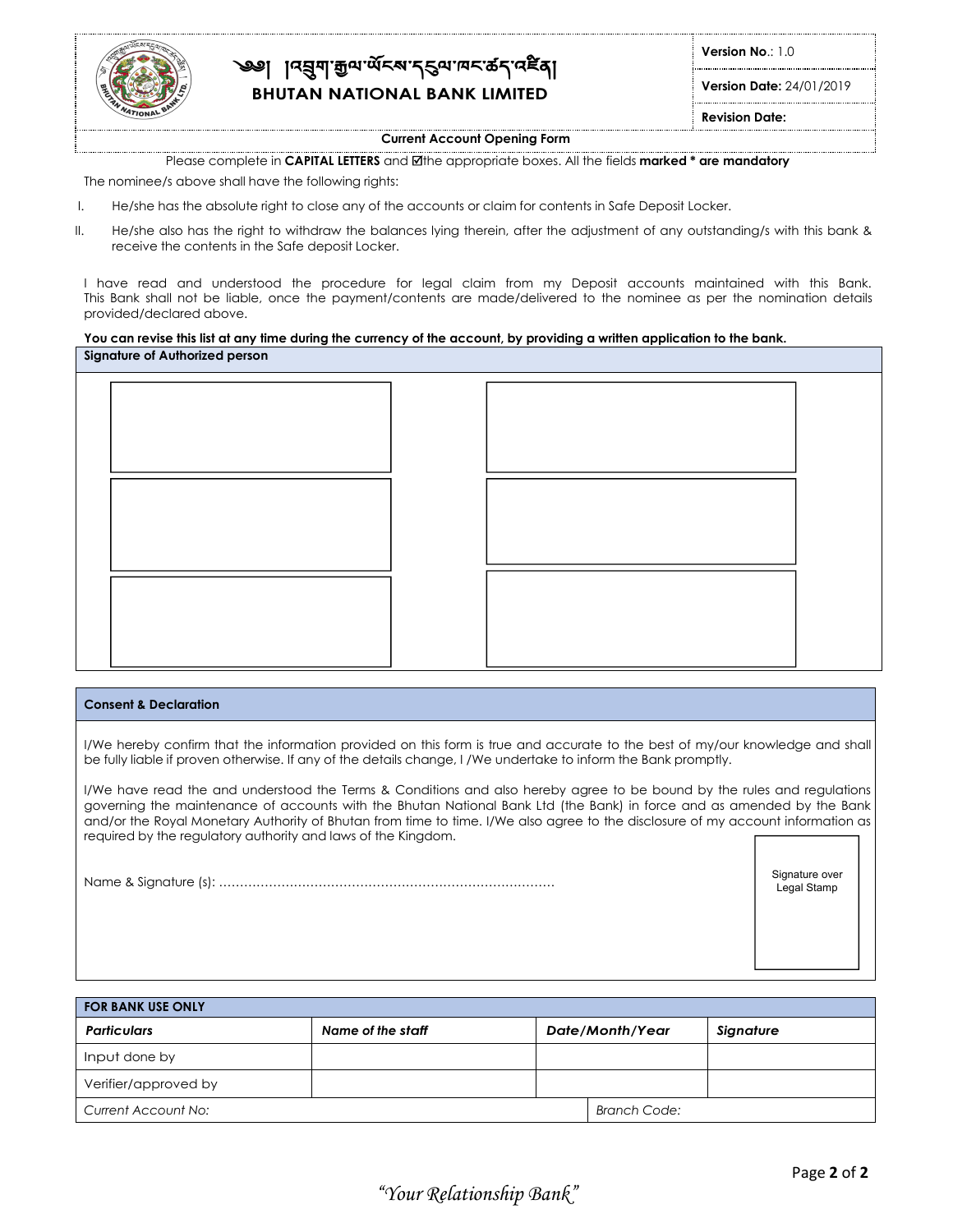# BHUTAN NATIONAL BANK LIMITED

༄༅། །འབྲུག་རྒྱལ་ཡོངས་དངུལ་ཁང་ཚད་འཛིན།

| | |
|---|---|
| **Version No**.: 1.0 | |
| **Version Date:** 24/01/2019 | |
| **Revision Date:** | |

**Current Account Opening Form**

Please complete in **CAPITAL LETTERS** and ☑the appropriate boxes. All the fields **marked * are mandatory**

The nominee/s above shall have the following rights:

I. He/she has the absolute right to close any of the accounts or claim for contents in Safe Deposit Locker.

II. He/she also has the right to withdraw the balances lying therein, after the adjustment of any outstanding/s with this bank & receive the contents in the Safe deposit Locker.

I have read and understood the procedure for legal claim from my Deposit accounts maintained with this Bank. This Bank shall not be liable, once the payment/contents are made/delivered to the nominee as per the nomination details provided/declared above.

**You can revise this list at any time during the currency of the account, by providing a written application to the bank.**

**Signature of Authorized person**

## Consent & Declaration

I/We hereby confirm that the information provided on this form is true and accurate to the best of my/our knowledge and shall be fully liable if proven otherwise. If any of the details change, I /We undertake to inform the Bank promptly.

I/We have read the and understood the Terms & Conditions and also hereby agree to be bound by the rules and regulations governing the maintenance of accounts with the Bhutan National Bank Ltd (the Bank) in force and as amended by the Bank and/or the Royal Monetary Authority of Bhutan from time to time. I/We also agree to the disclosure of my account information as required by the regulatory authority and laws of the Kingdom.

Name & Signature (s): ………………………………………………………………………

Signature over Legal Stamp

**FOR BANK USE ONLY**

| *Particulars* | *Name of the staff* | *Date/Month/Year* | *Signature* |
|---|---|---|---|
| Input done by | | | |
| Verifier/approved by | | | |
| *Current Account No:* | | *Branch Code:* | |

*"Your Relationship Bank"*